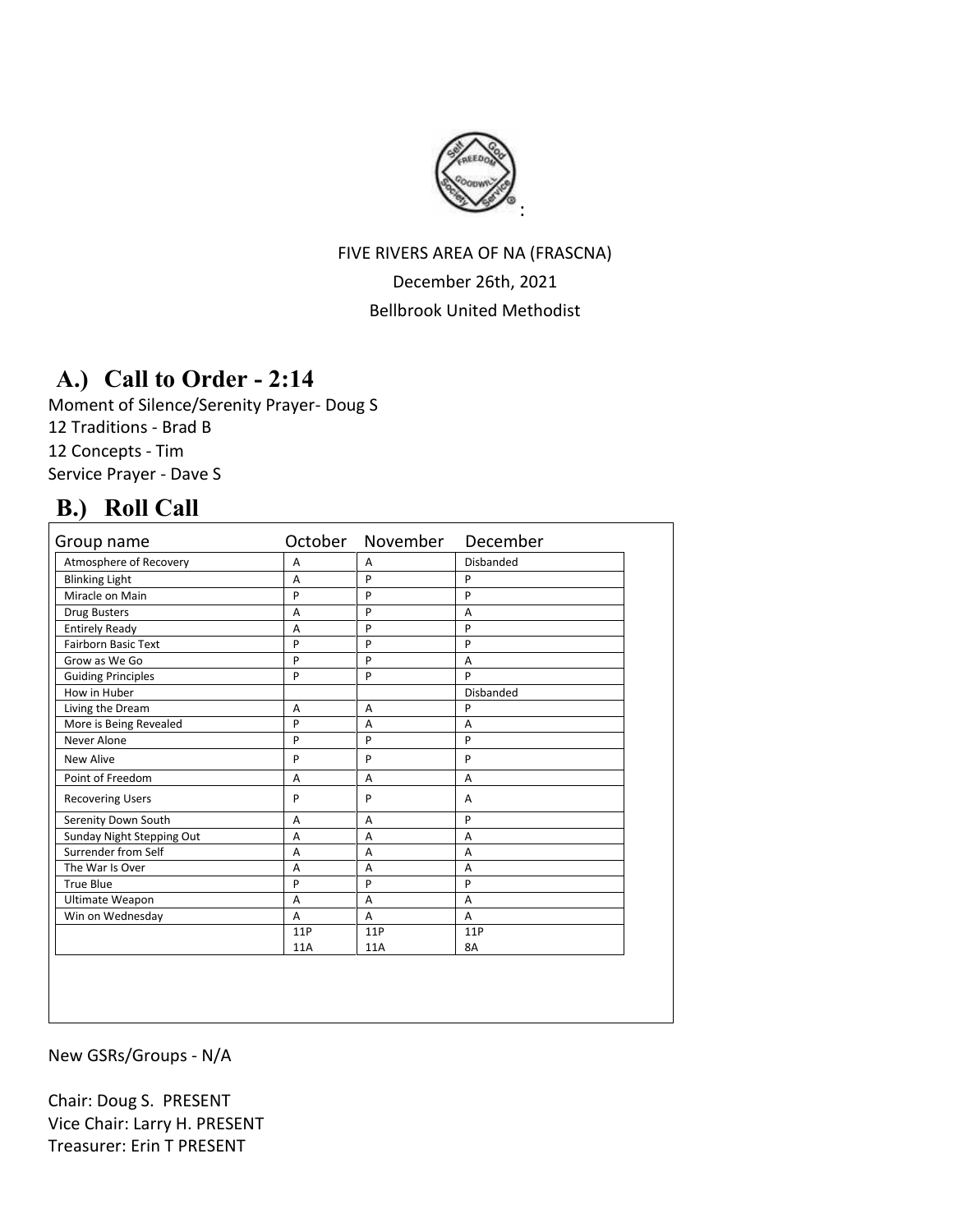:

FIVE RIVERS AREA OF NA (FRASCNA)

December 26th, 2021

Bellbrook United Methodist

## A.) Call to Order - 2:14

Moment of Silence/Serenity Prayer- Doug S

12 Traditions - Brad B

12 Concepts - Tim

Service Prayer - Dave S

## B.) Roll Call

| Group name | October | November | December |
|---|---|---|---|
| Atmosphere of Recovery | A | A | Disbanded |
| Blinking Light | A | P | P |
| Miracle on Main | P | P | P |
| Drug Busters | A | P | A |
| Entirely Ready | A | P | P |
| Fairborn Basic Text | P | P | P |
| Grow as We Go | P | P | A |
| Guiding Principles | P | P | P |
| How in Huber | | | Disbanded |
| Living the Dream | A | A | P |
| More is Being Revealed | P | A | A |
| Never Alone | P | P | P |
| New Alive | P | P | P |
| Point of Freedom | A | A | A |
| Recovering Users | P | P | A |
| Serenity Down South | A | A | P |
| Sunday Night Stepping Out | A | A | A |
| Surrender from Self | A | A | A |
| The War Is Over | A | A | A |
| True Blue | P | P | P |
| Ultimate Weapon | A | A | A |
| Win on Wednesday | A | A | A |
| | 11P 11A | 11P 11A | 11P 8A |

New GSRs/Groups - N/A

Chair: Doug S. PRESENT

Vice Chair: Larry H. PRESENT

Treasurer: Erin T PRESENT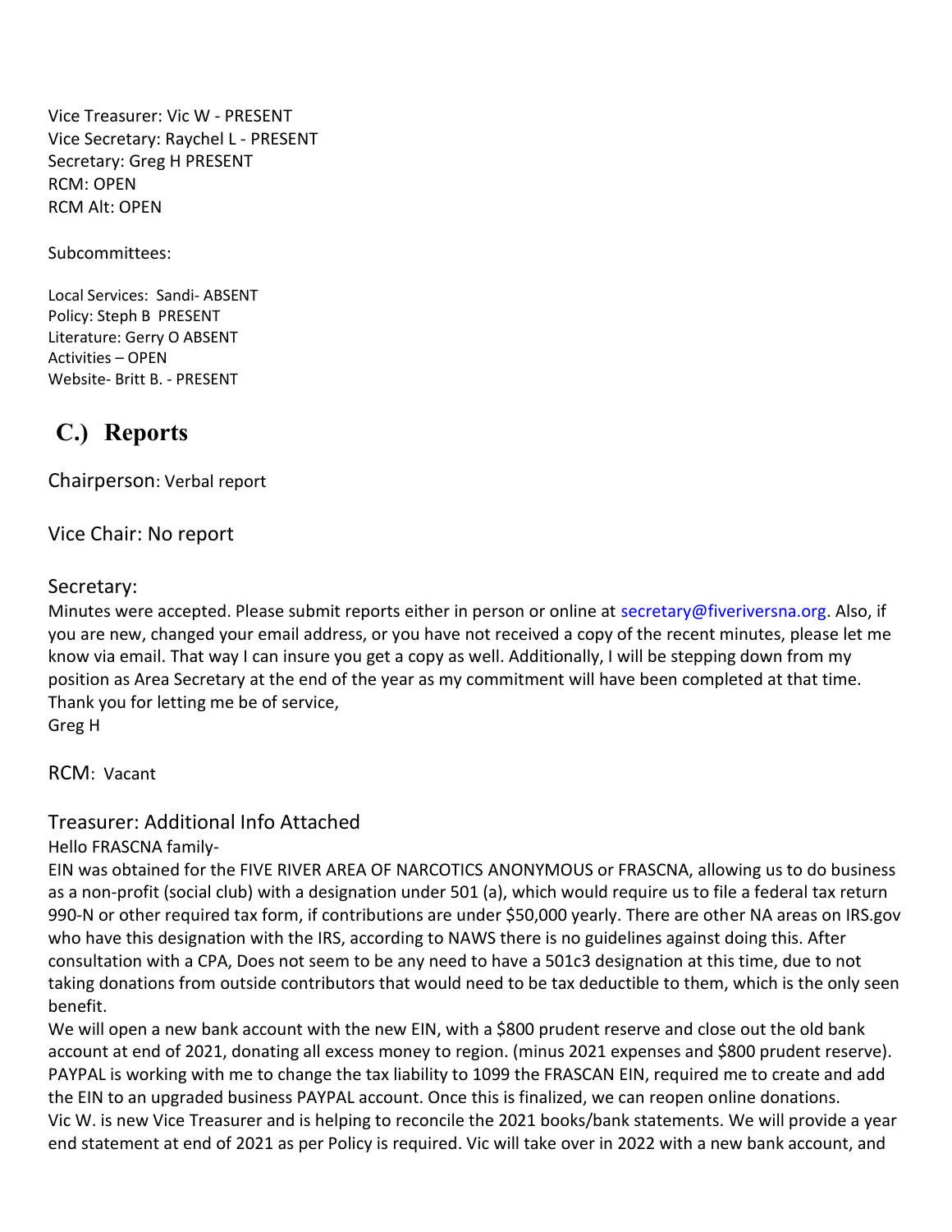Vice Treasurer: Vic W - PRESENT
Vice Secretary: Raychel L - PRESENT
Secretary: Greg H PRESENT
RCM: OPEN
RCM Alt: OPEN

Subcommittees:

Local Services: Sandi- ABSENT
Policy: Steph B PRESENT
Literature: Gerry O ABSENT
Activities – OPEN
Website- Britt B. - PRESENT

## C.) Reports

Chairperson: Verbal report

Vice Chair: No report

Secretary:
Minutes were accepted. Please submit reports either in person or online at secretary@fiveriversna.org. Also, if you are new, changed your email address, or you have not received a copy of the recent minutes, please let me know via email. That way I can insure you get a copy as well. Additionally, I will be stepping down from my position as Area Secretary at the end of the year as my commitment will have been completed at that time.
Thank you for letting me be of service,
Greg H

RCM: Vacant

Treasurer: Additional Info Attached
Hello FRASCNA family-
EIN was obtained for the FIVE RIVER AREA OF NARCOTICS ANONYMOUS or FRASCNA, allowing us to do business as a non-profit (social club) with a designation under 501 (a), which would require us to file a federal tax return 990-N or other required tax form, if contributions are under $50,000 yearly. There are other NA areas on IRS.gov who have this designation with the IRS, according to NAWS there is no guidelines against doing this. After consultation with a CPA, Does not seem to be any need to have a 501c3 designation at this time, due to not taking donations from outside contributors that would need to be tax deductible to them, which is the only seen benefit.
We will open a new bank account with the new EIN, with a $800 prudent reserve and close out the old bank account at end of 2021, donating all excess money to region. (minus 2021 expenses and $800 prudent reserve).
PAYPAL is working with me to change the tax liability to 1099 the FRASCAN EIN, required me to create and add the EIN to an upgraded business PAYPAL account. Once this is finalized, we can reopen online donations.
Vic W. is new Vice Treasurer and is helping to reconcile the 2021 books/bank statements. We will provide a year end statement at end of 2021 as per Policy is required. Vic will take over in 2022 with a new bank account, and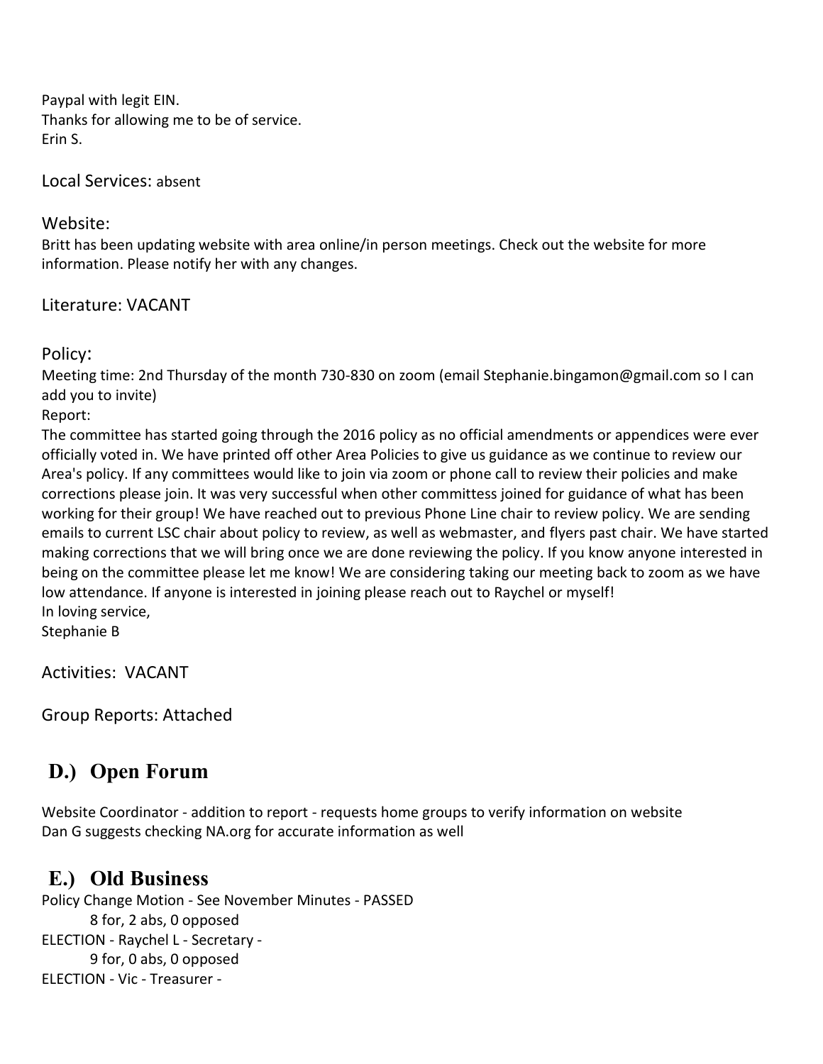Paypal with legit EIN.
Thanks for allowing me to be of service.
Erin S.

Local Services: absent

Website:
Britt has been updating website with area online/in person meetings. Check out the website for more information. Please notify her with any changes.

Literature: VACANT

Policy:
Meeting time: 2nd Thursday of the month 730-830 on zoom (email Stephanie.bingamon@gmail.com so I can add you to invite)
Report:
The committee has started going through the 2016 policy as no official amendments or appendices were ever officially voted in. We have printed off other Area Policies to give us guidance as we continue to review our Area's policy. If any committees would like to join via zoom or phone call to review their policies and make corrections please join. It was very successful when other committess joined for guidance of what has been working for their group! We have reached out to previous Phone Line chair to review policy. We are sending emails to current LSC chair about policy to review, as well as webmaster, and flyers past chair. We have started making corrections that we will bring once we are done reviewing the policy. If you know anyone interested in being on the committee please let me know! We are considering taking our meeting back to zoom as we have low attendance. If anyone is interested in joining please reach out to Raychel or myself!
In loving service,
Stephanie B

Activities: VACANT

Group Reports: Attached

## D.) Open Forum

Website Coordinator - addition to report - requests home groups to verify information on website
Dan G suggests checking NA.org for accurate information as well

## E.) Old Business

Policy Change Motion - See November Minutes - PASSED
    8 for, 2 abs, 0 opposed
ELECTION - Raychel L - Secretary -
    9 for, 0 abs, 0 opposed
ELECTION - Vic - Treasurer -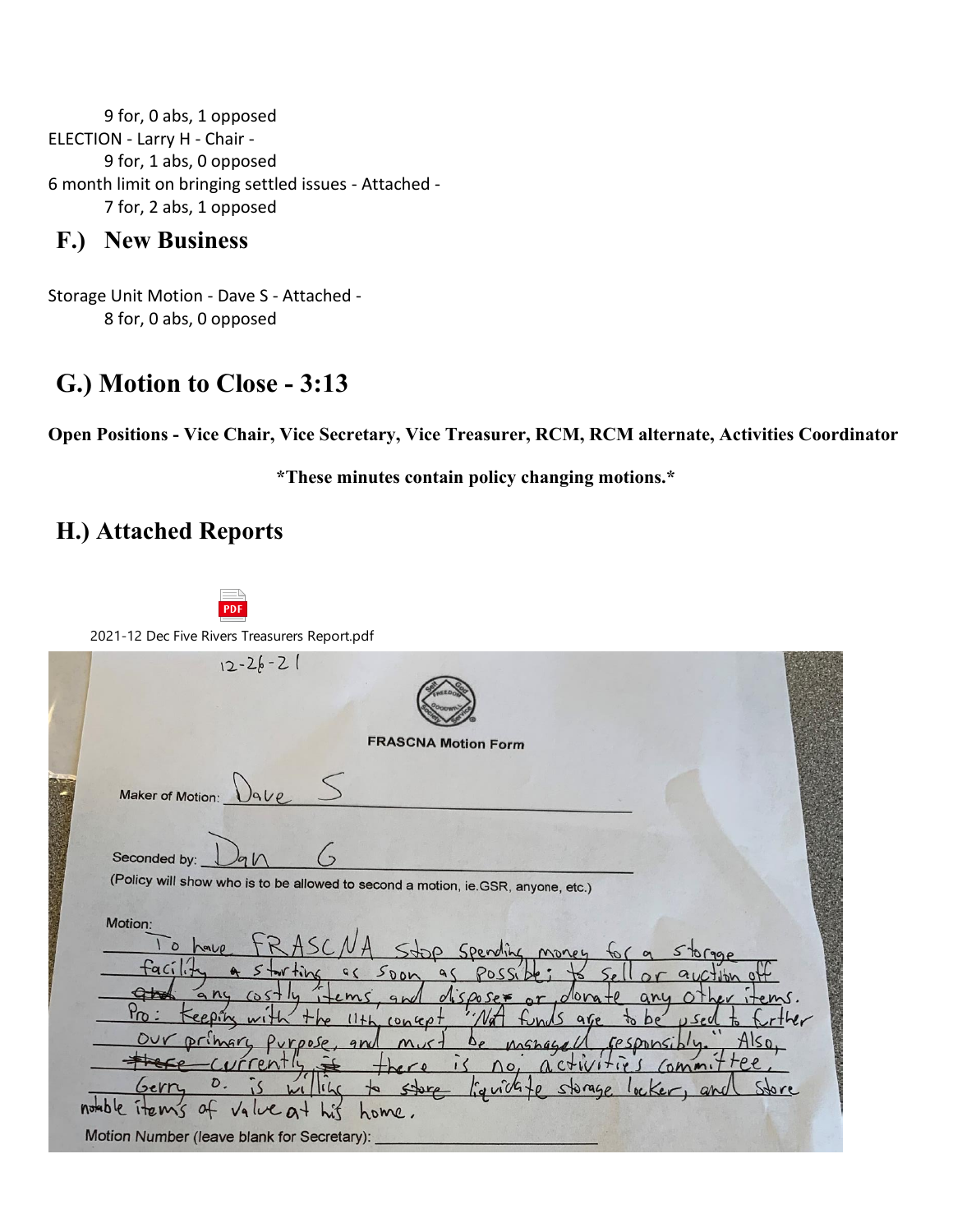9 for, 0 abs, 1 opposed

ELECTION - Larry H - Chair -

9 for, 1 abs, 0 opposed

6 month limit on bringing settled issues - Attached -

7 for, 2 abs, 1 opposed

## F.) New Business

Storage Unit Motion - Dave S - Attached -

8 for, 0 abs, 0 opposed

## G.) Motion to Close - 3:13

**Open Positions - Vice Chair, Vice Secretary, Vice Treasurer, RCM, RCM alternate, Activities Coordinator**

***These minutes contain policy changing motions.***

## H.) Attached Reports

2021-12 Dec Five Rivers Treasurers Report.pdf

12-26-21

**FRASCNA Motion Form**

Maker of Motion: Dave S

Seconded by: Dan G

(Policy will show who is to be allowed to second a motion, ie.GSR, anyone, etc.)

Motion:

To have FRASCNA stop spending money for a storage facility starting as soon as possible; to sell or auction off any costly items, and dispose or donate any other items. Pro: Keeping with the 11th concept "NA funds are to be used to further our primary purpose, and must be managed responsibly." Also, currently there is no activities committee. Gerry O. is willing to liquidate storage locker, and store notable items of value at his home.

Motion Number (leave blank for Secretary): ______________________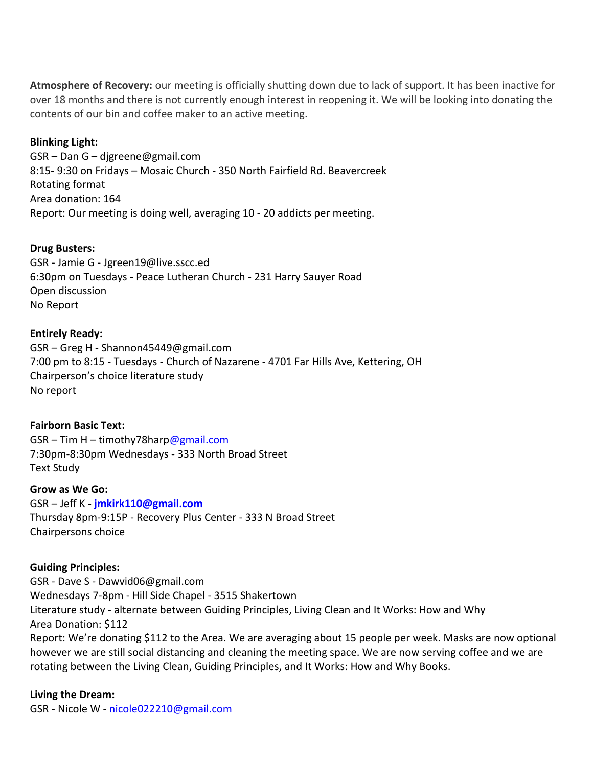**Atmosphere of Recovery:** our meeting is officially shutting down due to lack of support. It has been inactive for over 18 months and there is not currently enough interest in reopening it. We will be looking into donating the contents of our bin and coffee maker to an active meeting.

**Blinking Light:**
GSR – Dan G – djgreene@gmail.com
8:15- 9:30 on Fridays – Mosaic Church - 350 North Fairfield Rd. Beavercreek
Rotating format
Area donation: 164
Report: Our meeting is doing well, averaging 10 - 20 addicts per meeting.

**Drug Busters:**
GSR - Jamie G - Jgreen19@live.sscc.ed
6:30pm on Tuesdays - Peace Lutheran Church - 231 Harry Sauyer Road
Open discussion
No Report

**Entirely Ready:**
GSR – Greg H - Shannon45449@gmail.com
7:00 pm to 8:15 - Tuesdays - Church of Nazarene - 4701 Far Hills Ave, Kettering, OH
Chairperson's choice literature study
No report

**Fairborn Basic Text:**
GSR – Tim H – timothy78harp@gmail.com
7:30pm-8:30pm Wednesdays - 333 North Broad Street
Text Study

**Grow as We Go:**
GSR – Jeff K - **jmkirk110@gmail.com**
Thursday 8pm-9:15P - Recovery Plus Center - 333 N Broad Street
Chairpersons choice

**Guiding Principles:**
GSR - Dave S - Dawvid06@gmail.com
Wednesdays 7-8pm - Hill Side Chapel - 3515 Shakertown
Literature study - alternate between Guiding Principles, Living Clean and It Works: How and Why
Area Donation: $112
Report: We're donating $112 to the Area. We are averaging about 15 people per week. Masks are now optional however we are still social distancing and cleaning the meeting space. We are now serving coffee and we are rotating between the Living Clean, Guiding Principles, and It Works: How and Why Books.

**Living the Dream:**
GSR - Nicole W - nicole022210@gmail.com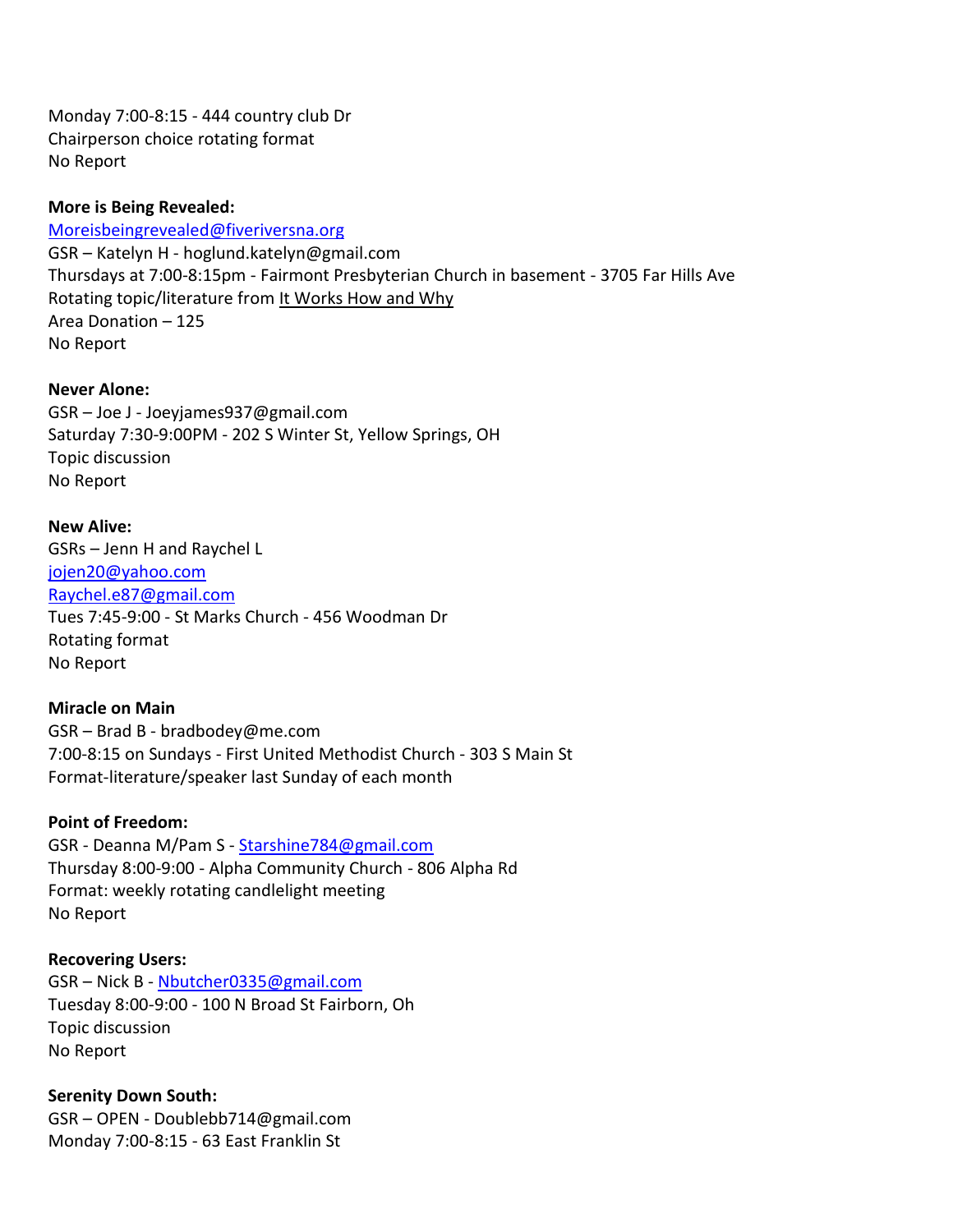Monday 7:00-8:15 - 444 country club Dr
Chairperson choice rotating format
No Report

**More is Being Revealed:**
Moreisbeingrevealed@fiveriversna.org
GSR – Katelyn H - hoglund.katelyn@gmail.com
Thursdays at 7:00-8:15pm - Fairmont Presbyterian Church in basement - 3705 Far Hills Ave
Rotating topic/literature from It Works How and Why
Area Donation – 125
No Report

**Never Alone:**
GSR – Joe J - Joeyjames937@gmail.com
Saturday 7:30-9:00PM - 202 S Winter St, Yellow Springs, OH
Topic discussion
No Report

**New Alive:**
GSRs – Jenn H and Raychel L
jojen20@yahoo.com
Raychel.e87@gmail.com
Tues 7:45-9:00 - St Marks Church - 456 Woodman Dr
Rotating format
No Report

**Miracle on Main**
GSR – Brad B - bradbodey@me.com
7:00-8:15 on Sundays - First United Methodist Church - 303 S Main St
Format-literature/speaker last Sunday of each month

**Point of Freedom:**
GSR - Deanna M/Pam S - Starshine784@gmail.com
Thursday 8:00-9:00 - Alpha Community Church - 806 Alpha Rd
Format: weekly rotating candlelight meeting
No Report

**Recovering Users:**
GSR – Nick B - Nbutcher0335@gmail.com
Tuesday 8:00-9:00 - 100 N Broad St Fairborn, Oh
Topic discussion
No Report

**Serenity Down South:**
GSR – OPEN - Doublebb714@gmail.com
Monday 7:00-8:15 - 63 East Franklin St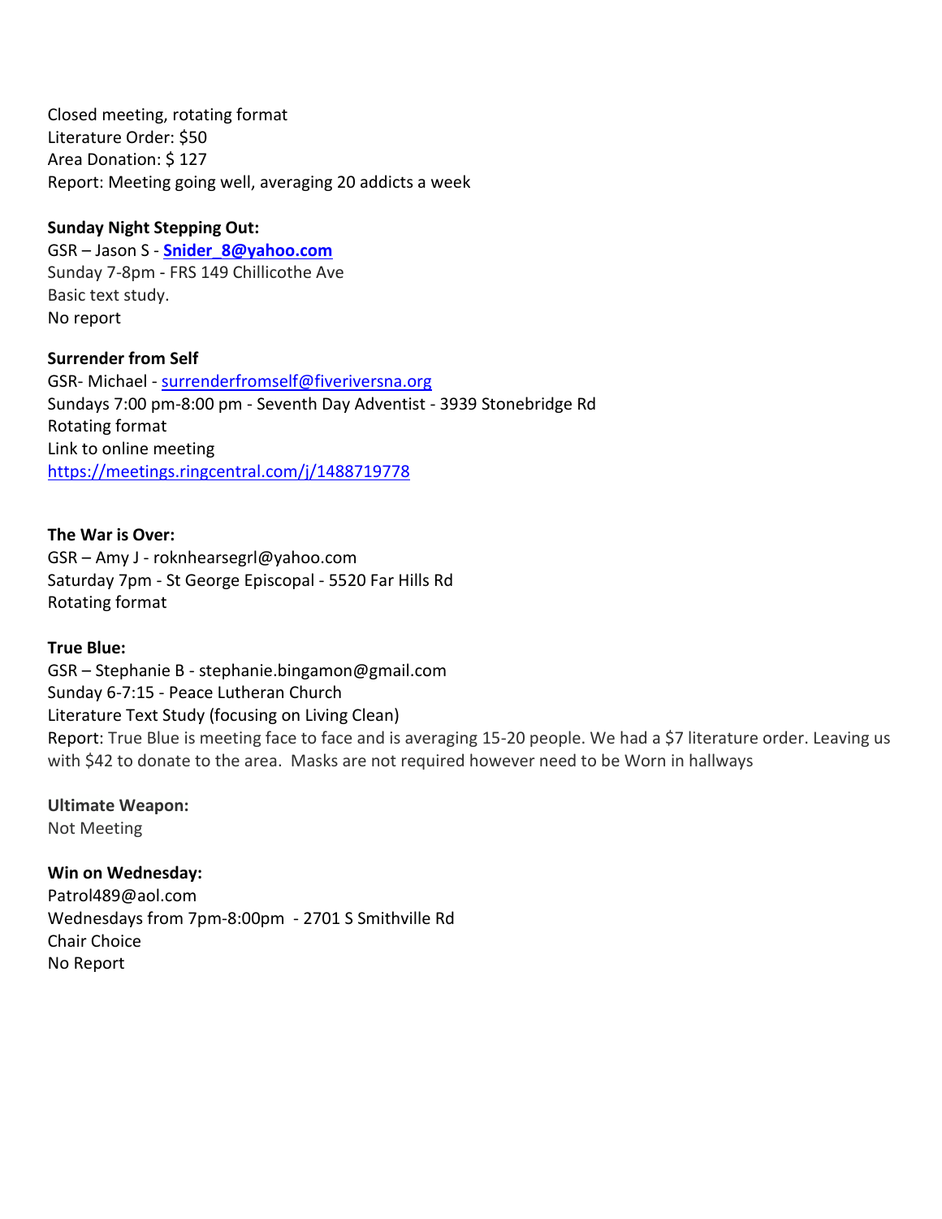Closed meeting, rotating format
Literature Order: $50
Area Donation: $ 127
Report: Meeting going well, averaging 20 addicts a week

**Sunday Night Stepping Out:**
GSR – Jason S - **Snider_8@yahoo.com**
Sunday 7-8pm - FRS 149 Chillicothe Ave
Basic text study.
No report

**Surrender from Self**
GSR- Michael - surrenderfromself@fiveriversna.org
Sundays 7:00 pm-8:00 pm - Seventh Day Adventist - 3939 Stonebridge Rd
Rotating format
Link to online meeting
https://meetings.ringcentral.com/j/1488719778

**The War is Over:**
GSR – Amy J - roknhearsegrl@yahoo.com
Saturday 7pm - St George Episcopal - 5520 Far Hills Rd
Rotating format

**True Blue:**
GSR – Stephanie B - stephanie.bingamon@gmail.com
Sunday 6-7:15 - Peace Lutheran Church
Literature Text Study (focusing on Living Clean)
Report: True Blue is meeting face to face and is averaging 15-20 people. We had a $7 literature order. Leaving us with $42 to donate to the area. Masks are not required however need to be Worn in hallways

**Ultimate Weapon:**
Not Meeting

**Win on Wednesday:**
Patrol489@aol.com
Wednesdays from 7pm-8:00pm - 2701 S Smithville Rd
Chair Choice
No Report